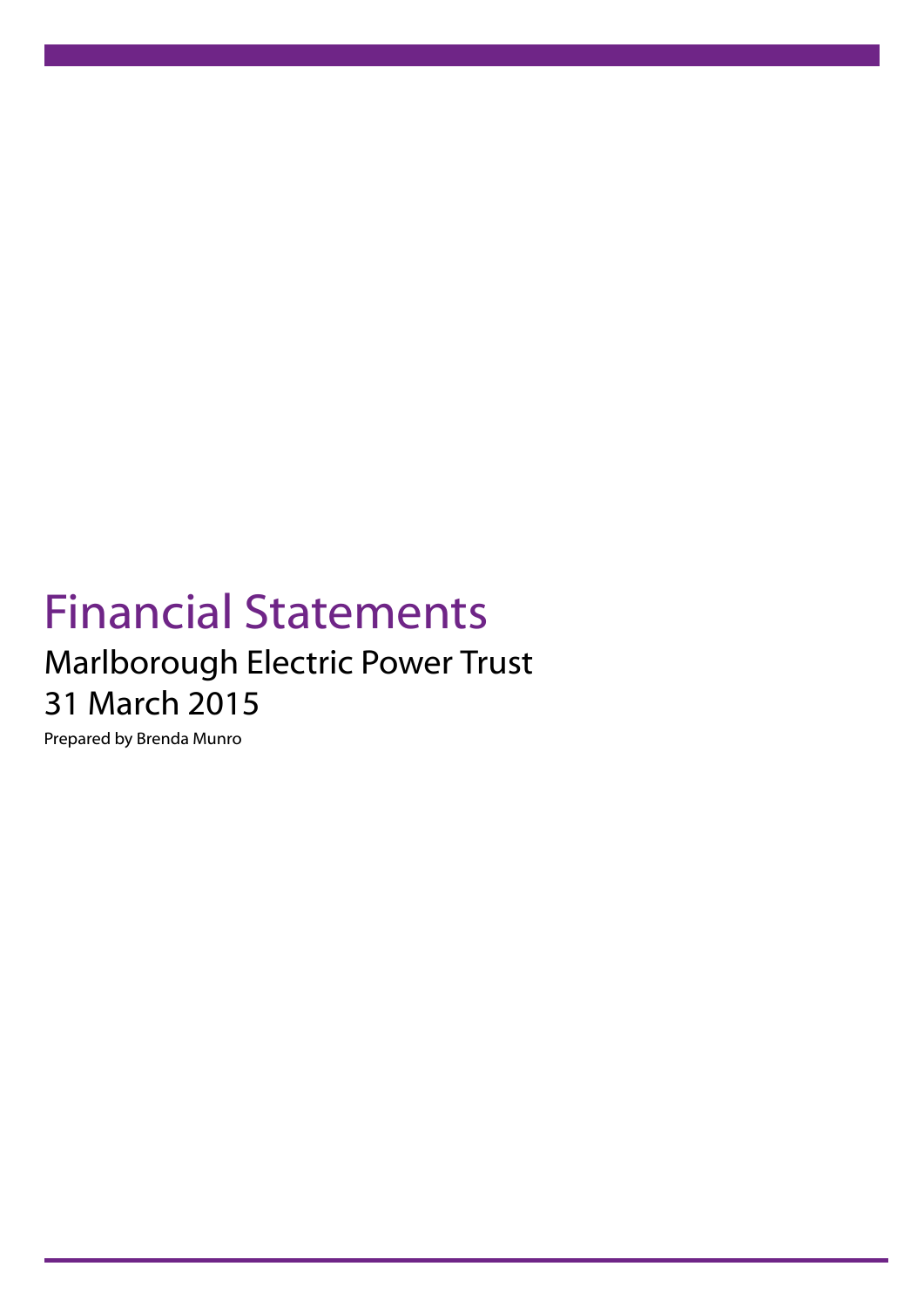# Financial Statements

## Marlborough Electric Power Trust

## 31 March 2015

Prepared by Brenda Munro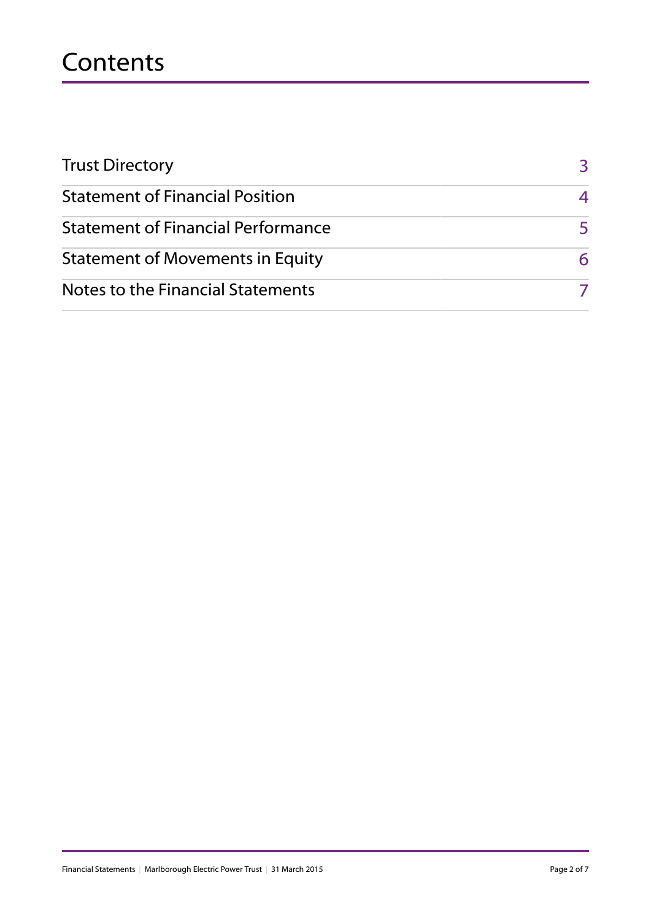# Contents

| | |
|---|---|
| Trust Directory | 3 |
| Statement of Financial Position | 4 |
| Statement of Financial Performance | 5 |
| Statement of Movements in Equity | 6 |
| Notes to the Financial Statements | 7 |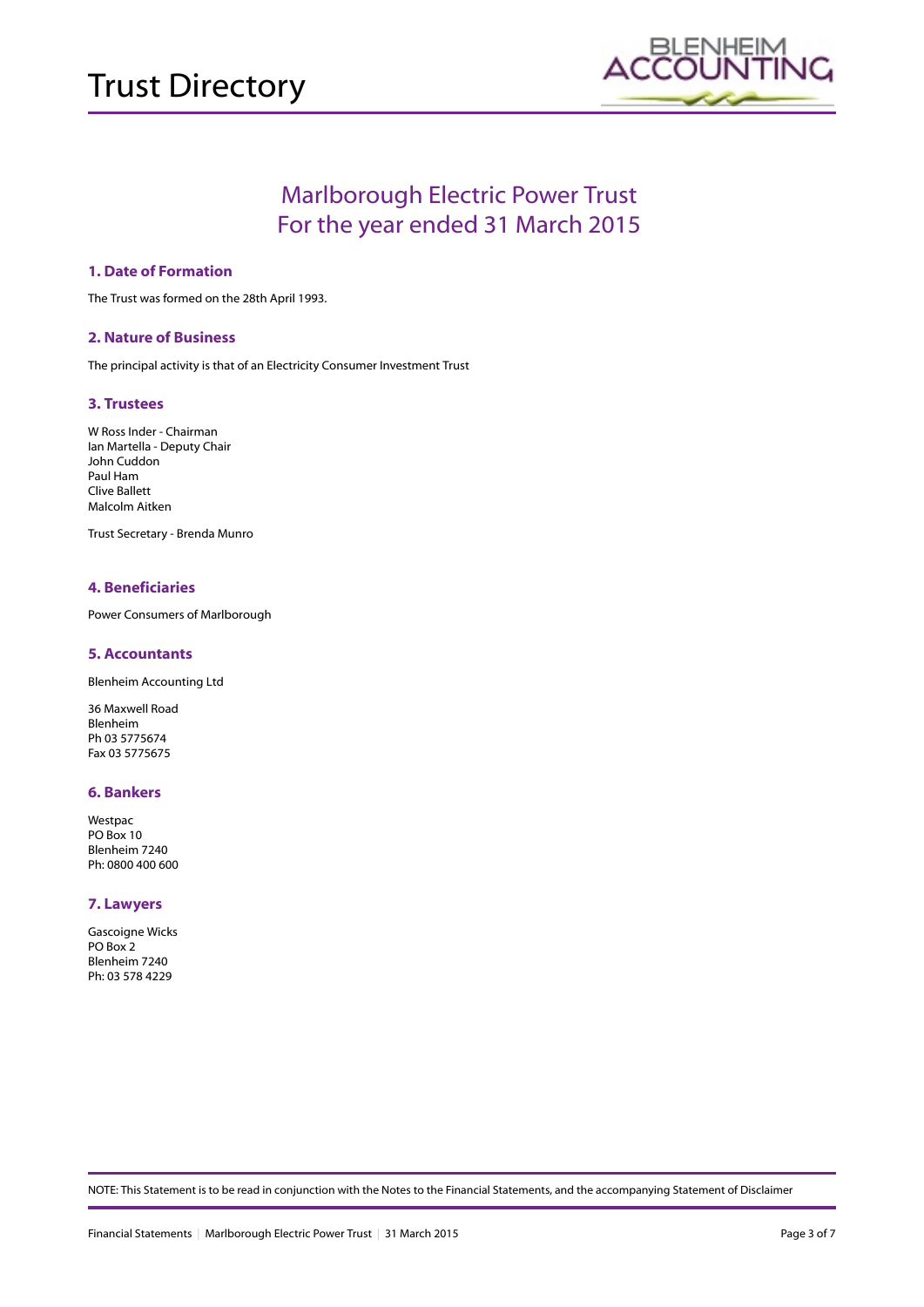# Trust Directory

## Marlborough Electric Power Trust
## For the year ended 31 March 2015

### 1. Date of Formation

The Trust was formed on the 28th April 1993.

### 2. Nature of Business

The principal activity is that of an Electricity Consumer Investment Trust

### 3. Trustees

W Ross Inder - Chairman
Ian Martella - Deputy Chair
John Cuddon
Paul Ham
Clive Ballett
Malcolm Aitken

Trust Secretary - Brenda Munro

### 4. Beneficiaries

Power Consumers of Marlborough

### 5. Accountants

Blenheim Accounting Ltd

36 Maxwell Road
Blenheim
Ph 03 5775674
Fax 03 5775675

### 6. Bankers

Westpac
PO Box 10
Blenheim 7240
Ph: 0800 400 600

### 7. Lawyers

Gascoigne Wicks
PO Box 2
Blenheim 7240
Ph: 03 578 4229

NOTE: This Statement is to be read in conjunction with the Notes to the Financial Statements, and the accompanying Statement of Disclaimer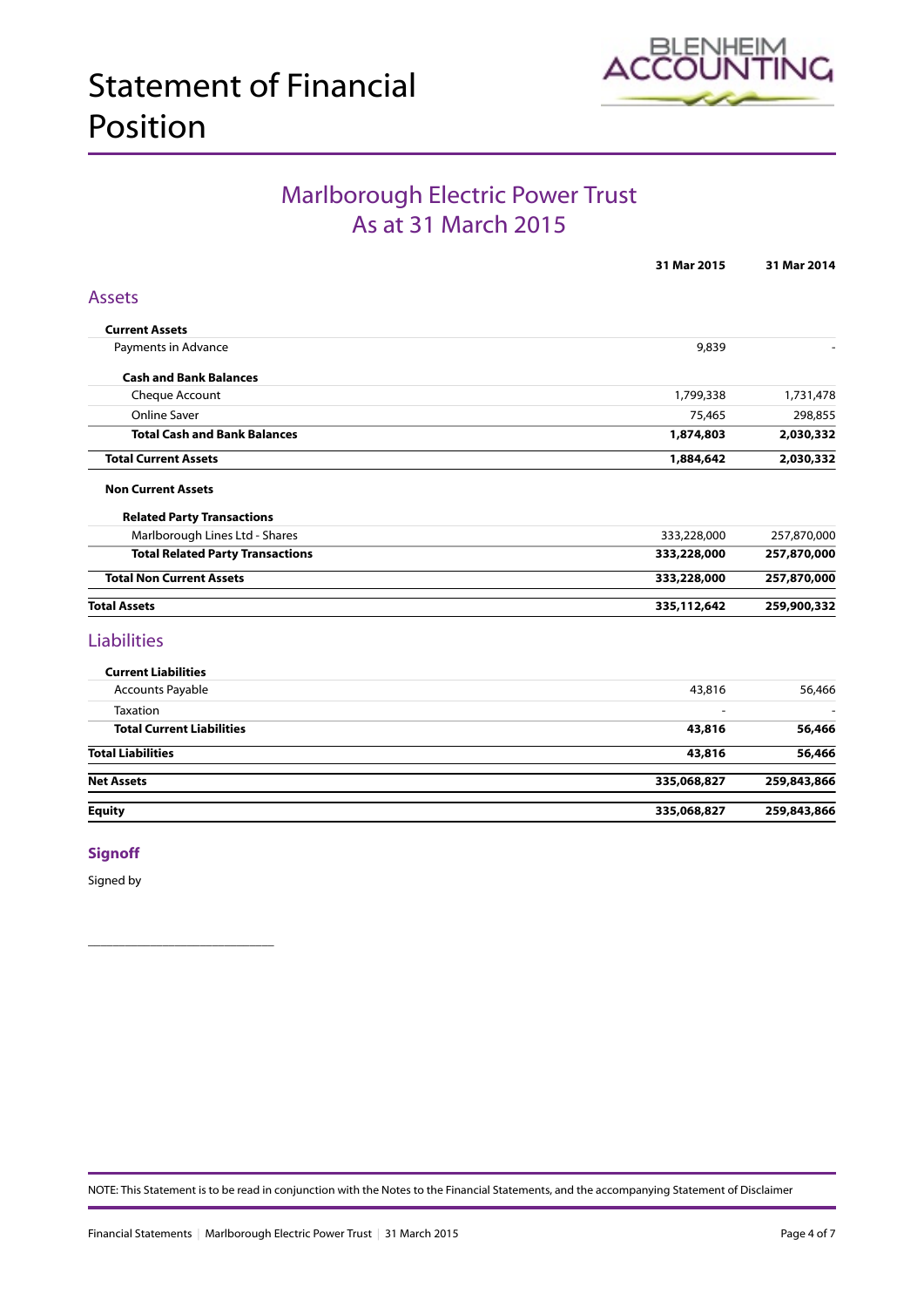# Statement of Financial Position

BLENHEIM ACCOUNTING

## Marlborough Electric Power Trust
## As at 31 March 2015

| | 31 Mar 2015 | 31 Mar 2014 |
|---|---|---|
| **Assets** | | |
| **Current Assets** | | |
| Payments in Advance | 9,839 | - |
| **Cash and Bank Balances** | | |
| Cheque Account | 1,799,338 | 1,731,478 |
| Online Saver | 75,465 | 298,855 |
| **Total Cash and Bank Balances** | **1,874,803** | **2,030,332** |
| **Total Current Assets** | **1,884,642** | **2,030,332** |
| **Non Current Assets** | | |
| **Related Party Transactions** | | |
| Marlborough Lines Ltd - Shares | 333,228,000 | 257,870,000 |
| **Total Related Party Transactions** | **333,228,000** | **257,870,000** |
| **Total Non Current Assets** | **333,228,000** | **257,870,000** |
| **Total Assets** | **335,112,642** | **259,900,332** |
| **Liabilities** | | |
| **Current Liabilities** | | |
| Accounts Payable | 43,816 | 56,466 |
| Taxation | - | - |
| **Total Current Liabilities** | **43,816** | **56,466** |
| **Total Liabilities** | **43,816** | **56,466** |
| **Net Assets** | **335,068,827** | **259,843,866** |
| **Equity** | **335,068,827** | **259,843,866** |

### Signoff

Signed by

\_\_\_\_\_\_\_\_\_\_\_\_\_\_\_\_\_\_\_\_\_\_\_\_\_\_\_\_

NOTE: This Statement is to be read in conjunction with the Notes to the Financial Statements, and the accompanying Statement of Disclaimer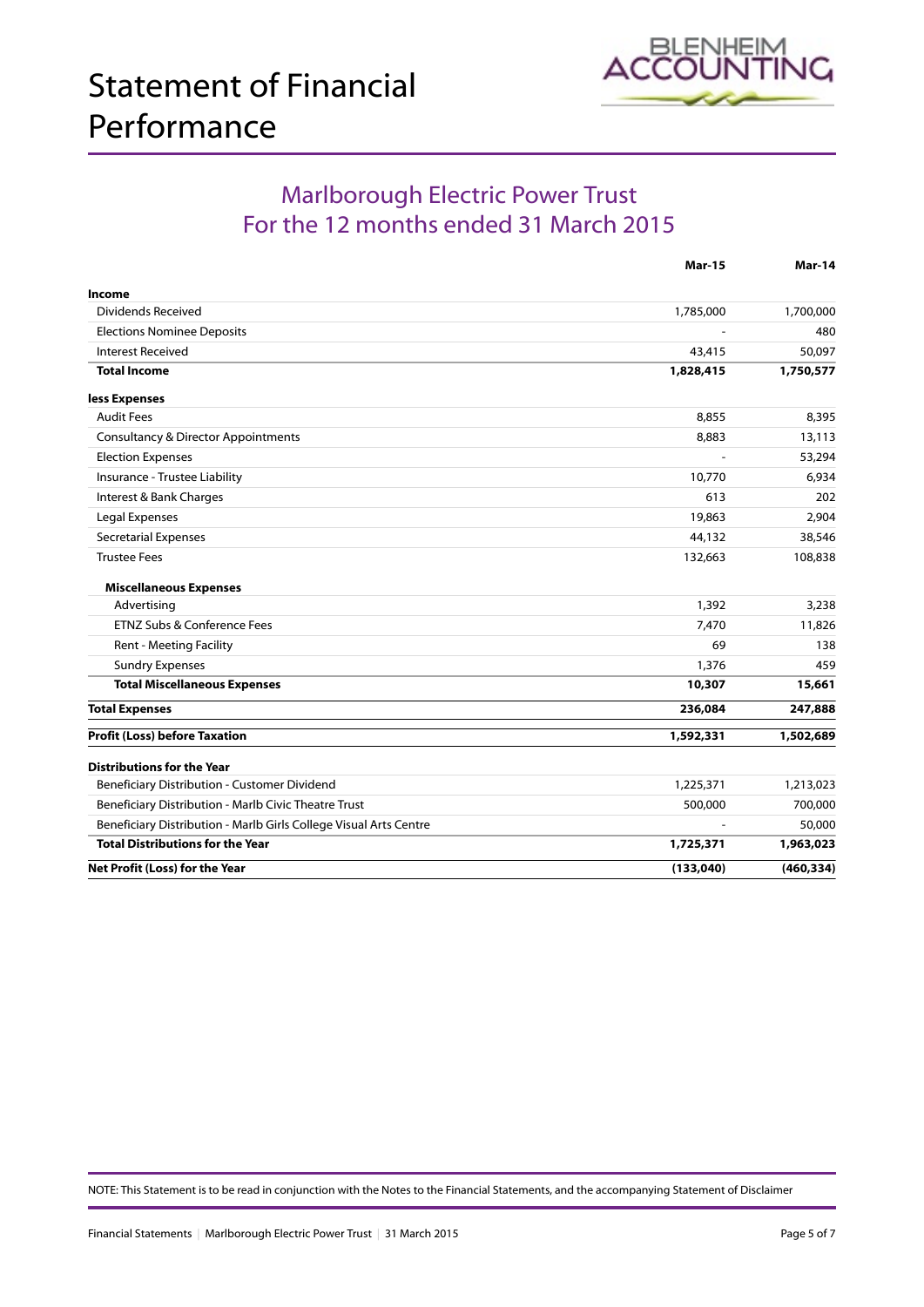# Statement of Financial Performance

BLENHEIM ACCOUNTING

## Marlborough Electric Power Trust
## For the 12 months ended 31 March 2015

| | Mar-15 | Mar-14 |
|---|---|---|
| **Income** | | |
| Dividends Received | 1,785,000 | 1,700,000 |
| Elections Nominee Deposits | - | 480 |
| Interest Received | 43,415 | 50,097 |
| **Total Income** | **1,828,415** | **1,750,577** |
| **less Expenses** | | |
| Audit Fees | 8,855 | 8,395 |
| Consultancy & Director Appointments | 8,883 | 13,113 |
| Election Expenses | - | 53,294 |
| Insurance - Trustee Liability | 10,770 | 6,934 |
| Interest & Bank Charges | 613 | 202 |
| Legal Expenses | 19,863 | 2,904 |
| Secretarial Expenses | 44,132 | 38,546 |
| Trustee Fees | 132,663 | 108,838 |
| **Miscellaneous Expenses** | | |
| Advertising | 1,392 | 3,238 |
| ETNZ Subs & Conference Fees | 7,470 | 11,826 |
| Rent - Meeting Facility | 69 | 138 |
| Sundry Expenses | 1,376 | 459 |
| **Total Miscellaneous Expenses** | **10,307** | **15,661** |
| **Total Expenses** | **236,084** | **247,888** |
| **Profit (Loss) before Taxation** | **1,592,331** | **1,502,689** |
| **Distributions for the Year** | | |
| Beneficiary Distribution - Customer Dividend | 1,225,371 | 1,213,023 |
| Beneficiary Distribution - Marlb Civic Theatre Trust | 500,000 | 700,000 |
| Beneficiary Distribution - Marlb Girls College Visual Arts Centre | - | 50,000 |
| **Total Distributions for the Year** | **1,725,371** | **1,963,023** |
| **Net Profit (Loss) for the Year** | **(133,040)** | **(460,334)** |

NOTE: This Statement is to be read in conjunction with the Notes to the Financial Statements, and the accompanying Statement of Disclaimer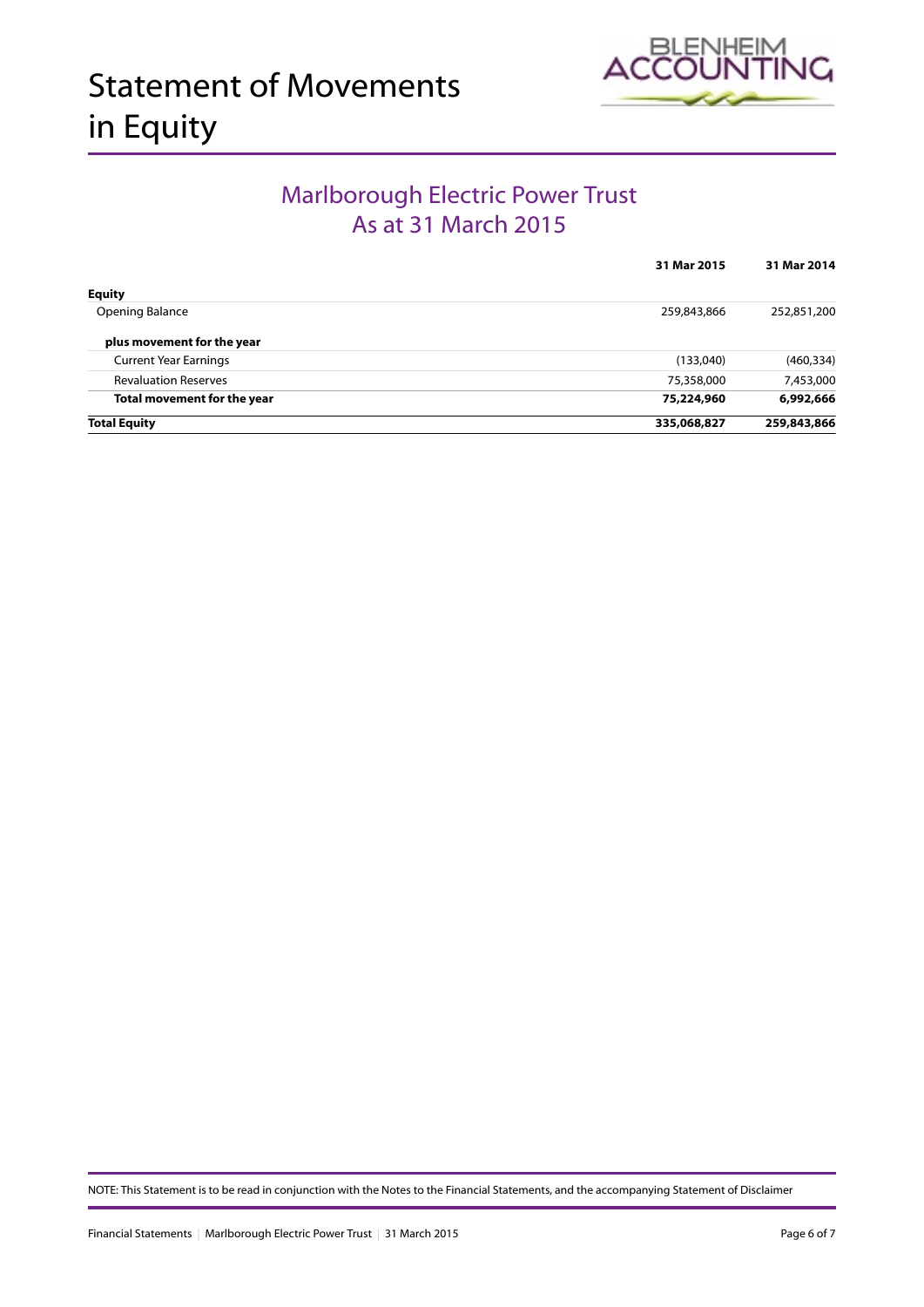# Statement of Movements in Equity

BLENHEIM ACCOUNTING

## Marlborough Electric Power Trust
## As at 31 March 2015

| | 31 Mar 2015 | 31 Mar 2014 |
|---|---|---|
| **Equity** | | |
| Opening Balance | 259,843,866 | 252,851,200 |
| **plus movement for the year** | | |
| Current Year Earnings | (133,040) | (460,334) |
| Revaluation Reserves | 75,358,000 | 7,453,000 |
| **Total movement for the year** | **75,224,960** | **6,992,666** |
| **Total Equity** | **335,068,827** | **259,843,866** |

NOTE: This Statement is to be read in conjunction with the Notes to the Financial Statements, and the accompanying Statement of Disclaimer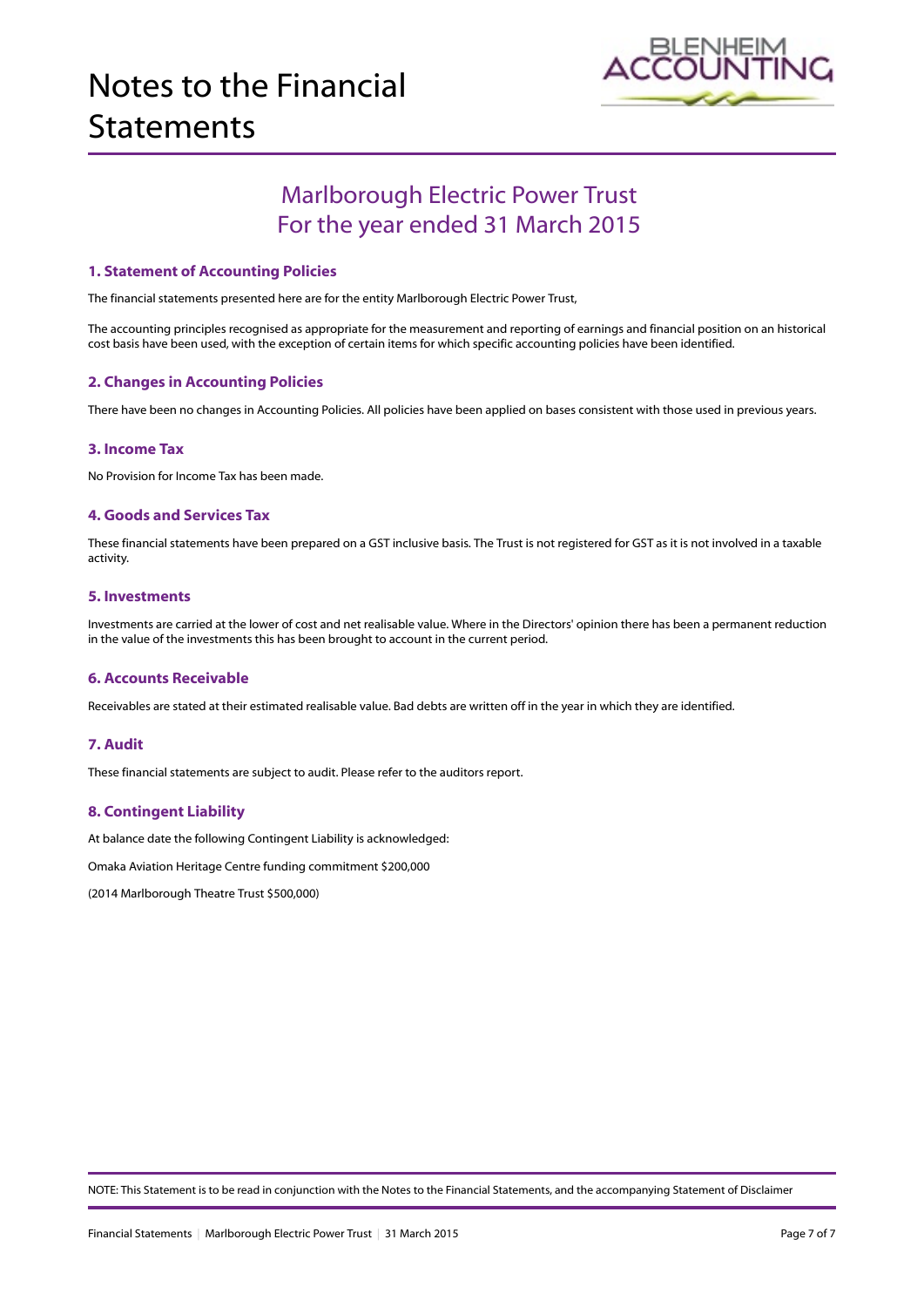# Notes to the Financial Statements

## Marlborough Electric Power Trust
## For the year ended 31 March 2015

### 1. Statement of Accounting Policies

The financial statements presented here are for the entity Marlborough Electric Power Trust,

The accounting principles recognised as appropriate for the measurement and reporting of earnings and financial position on an historical cost basis have been used, with the exception of certain items for which specific accounting policies have been identified.

### 2. Changes in Accounting Policies

There have been no changes in Accounting Policies. All policies have been applied on bases consistent with those used in previous years.

### 3. Income Tax

No Provision for Income Tax has been made.

### 4. Goods and Services Tax

These financial statements have been prepared on a GST inclusive basis. The Trust is not registered for GST as it is not involved in a taxable activity.

### 5. Investments

Investments are carried at the lower of cost and net realisable value. Where in the Directors' opinion there has been a permanent reduction in the value of the investments this has been brought to account in the current period.

### 6. Accounts Receivable

Receivables are stated at their estimated realisable value. Bad debts are written off in the year in which they are identified.

### 7. Audit

These financial statements are subject to audit. Please refer to the auditors report.

### 8. Contingent Liability

At balance date the following Contingent Liability is acknowledged:

Omaka Aviation Heritage Centre funding commitment $200,000

(2014 Marlborough Theatre Trust $500,000)

NOTE: This Statement is to be read in conjunction with the Notes to the Financial Statements, and the accompanying Statement of Disclaimer